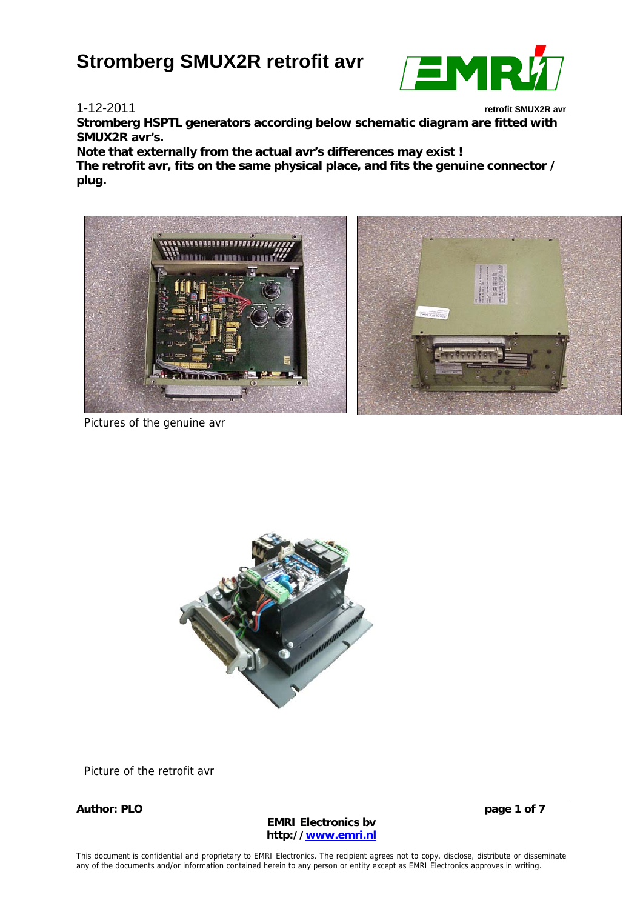# Stromberg SMUX2R retrofit avr

1-12-2011

**Stromberg HSPTL generators according below schematic diagram are fitted with SMUX2R avr's.**

**Note that externally from the actual avr's differences may exist !**

**The retrofit avr, fits on the same physical place, and fits the genuine connector / plug.**

Pictures of the genuine avr

Picture of the retrofit avr

**Author: PLO**

**EMRI Electronics bv**
**http://www.emri.nl**

This document is confidential and proprietary to EMRI Electronics. The recipient agrees not to copy, disclose, distribute or disseminate any of the documents and/or information contained herein to any person or entity except as EMRI Electronics approves in writing.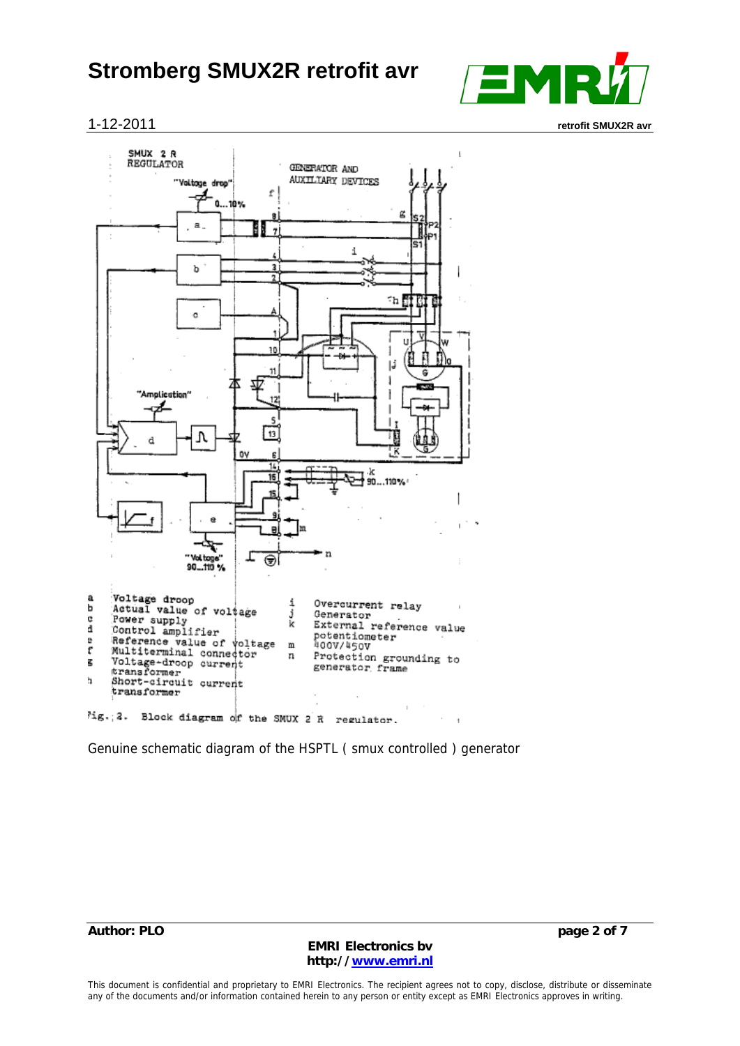1-12-2011

Genuine schematic diagram of the HSPTL ( smux controlled ) generator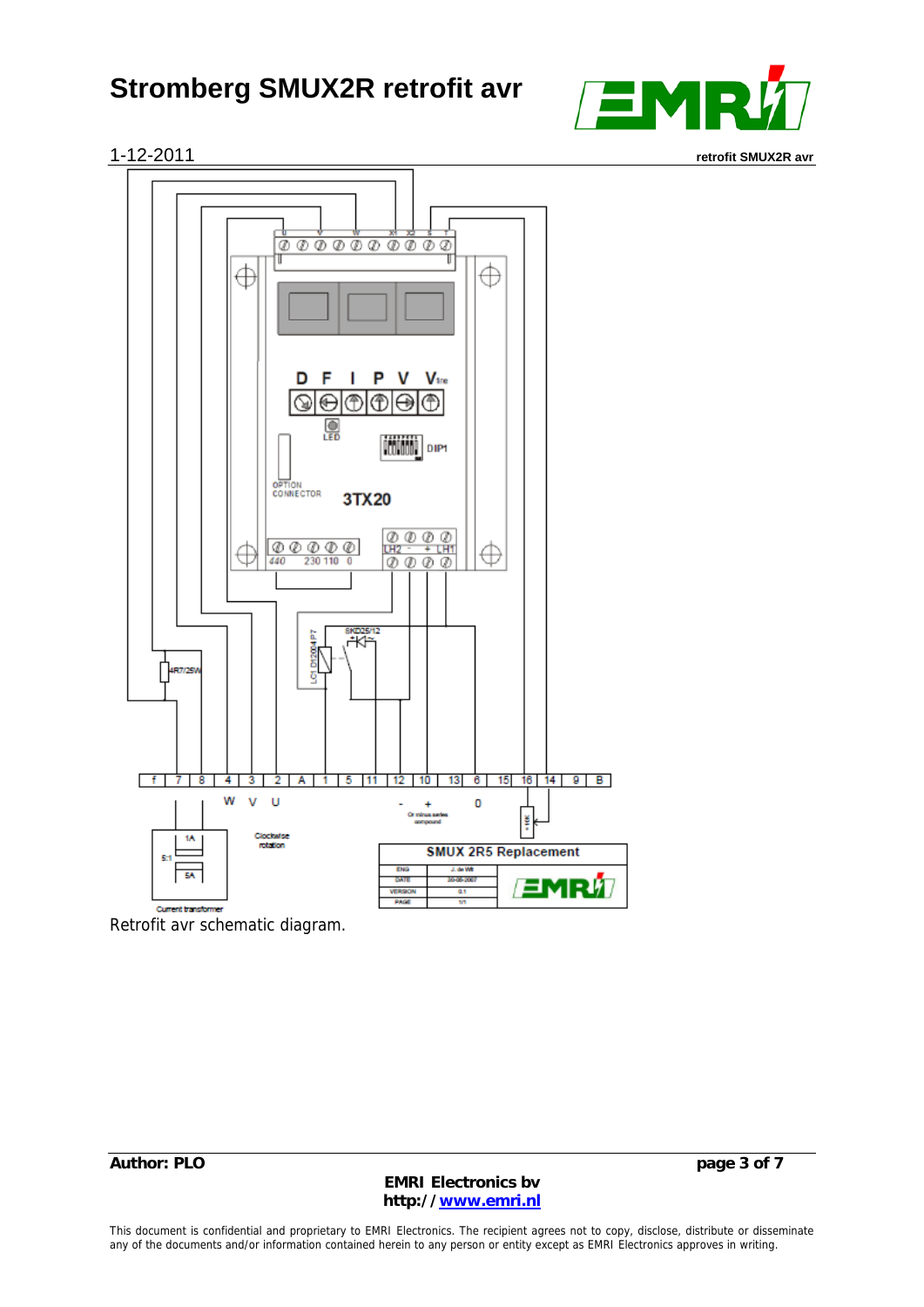Retrofit avr schematic diagram.

This document is confidential and proprietary to EMRI Electronics. The recipient agrees not to copy, disclose, distribute or disseminate any of the documents and/or information contained herein to any person or entity except as EMRI Electronics approves in writing.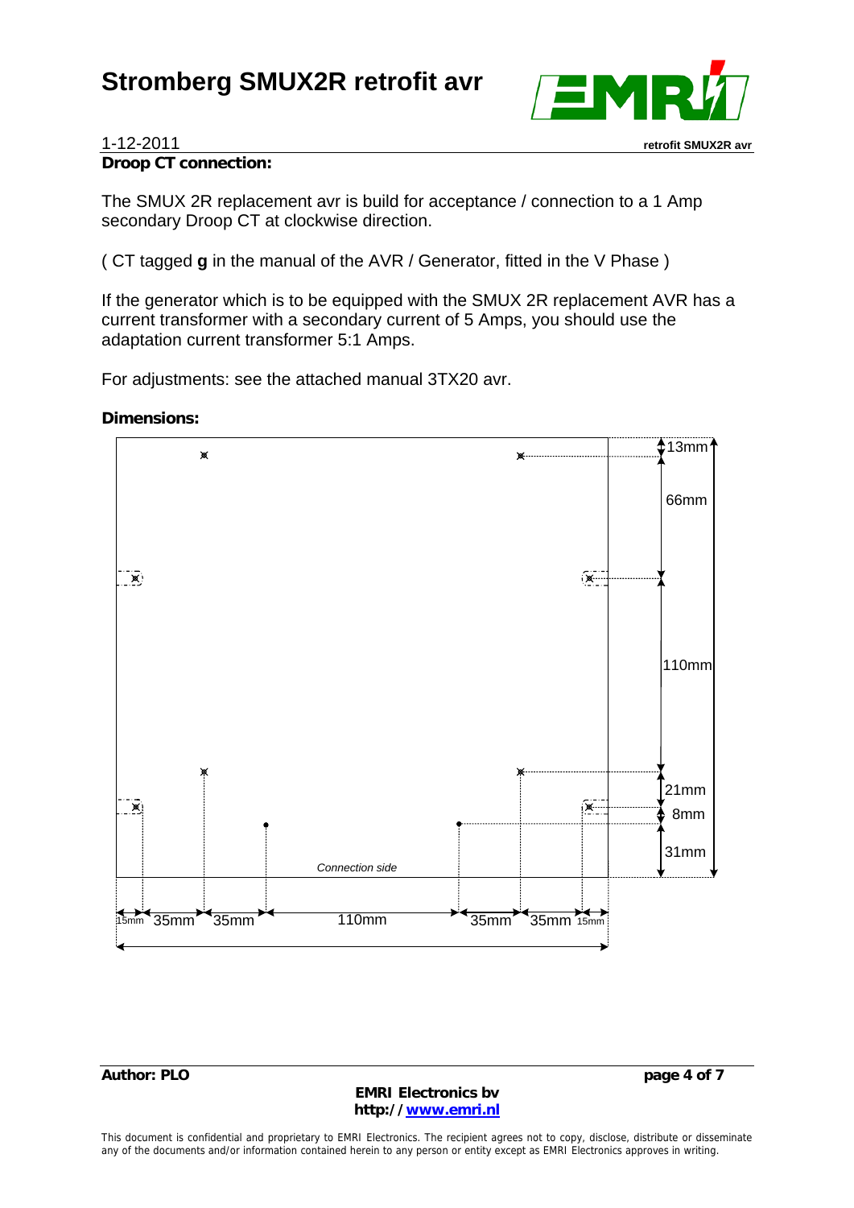# Stromberg SMUX2R retrofit avr

1-12-2011

**Droop CT connection:**

The SMUX 2R replacement avr is build for acceptance / connection to a 1 Amp secondary Droop CT at clockwise direction.

( CT tagged **g** in the manual of the AVR / Generator, fitted in the V Phase )

If the generator which is to be equipped with the SMUX 2R replacement AVR has a current transformer with a secondary current of 5 Amps, you should use the adaptation current transformer 5:1 Amps.

For adjustments: see the attached manual 3TX20 avr.

**Dimensions:**

13mm
66mm
110mm
21mm
8mm
31mm

*Connection side*

15mm 35mm 35mm 110mm 35mm 35mm 15mm

**Author: PLO**

**EMRI Electronics bv**
**http://[www.emri.nl](http://www.emri.nl)**

This document is confidential and proprietary to EMRI Electronics. The recipient agrees not to copy, disclose, distribute or disseminate any of the documents and/or information contained herein to any person or entity except as EMRI Electronics approves in writing.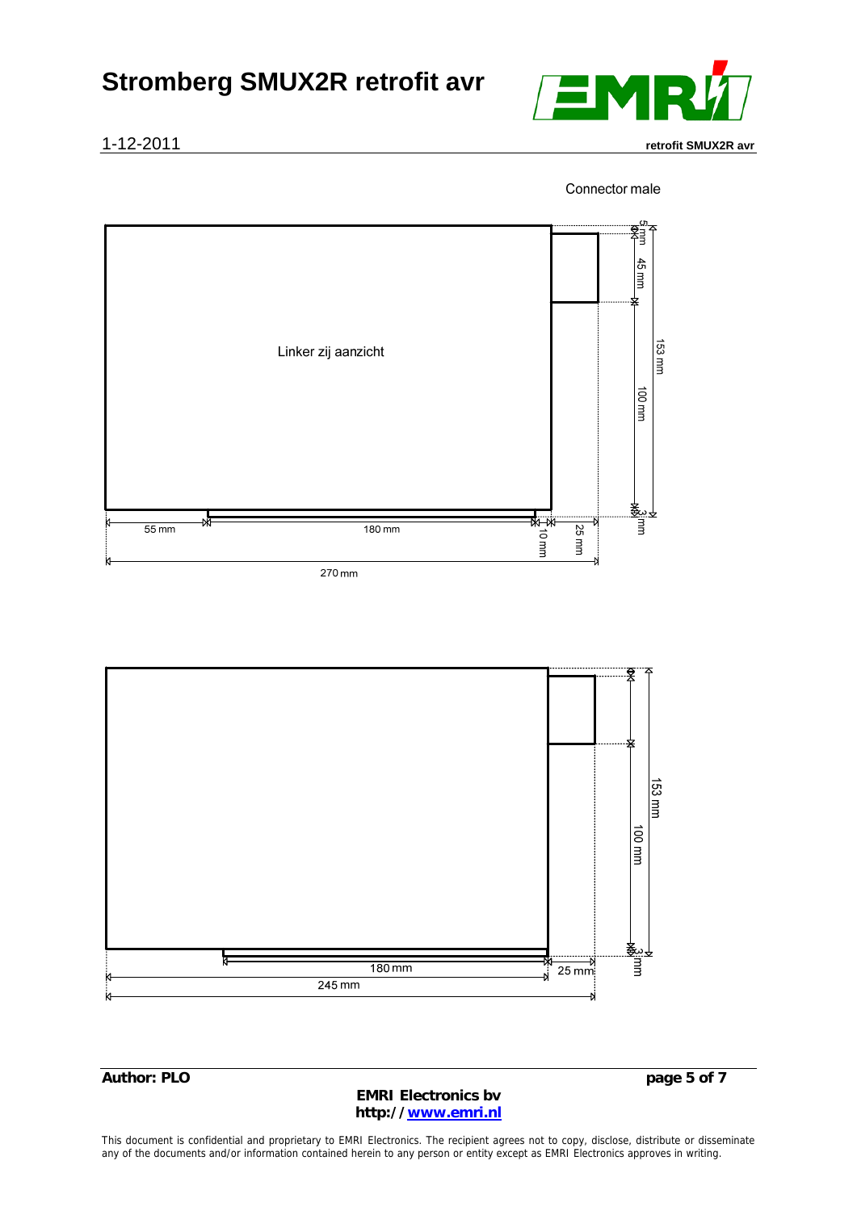Connector male

Linker zij aanzicht

5 mm

45 mm

153 mm

100 mm

3 mm

55 mm

180 mm

10 mm

25 mm

270 mm

153 mm

100 mm

3 mm

180 mm

25 mm

245 mm

**EMRI Electronics bv**
**http://www.emri.nl**

This document is confidential and proprietary to EMRI Electronics. The recipient agrees not to copy, disclose, distribute or disseminate any of the documents and/or information contained herein to any person or entity except as EMRI Electronics approves in writing.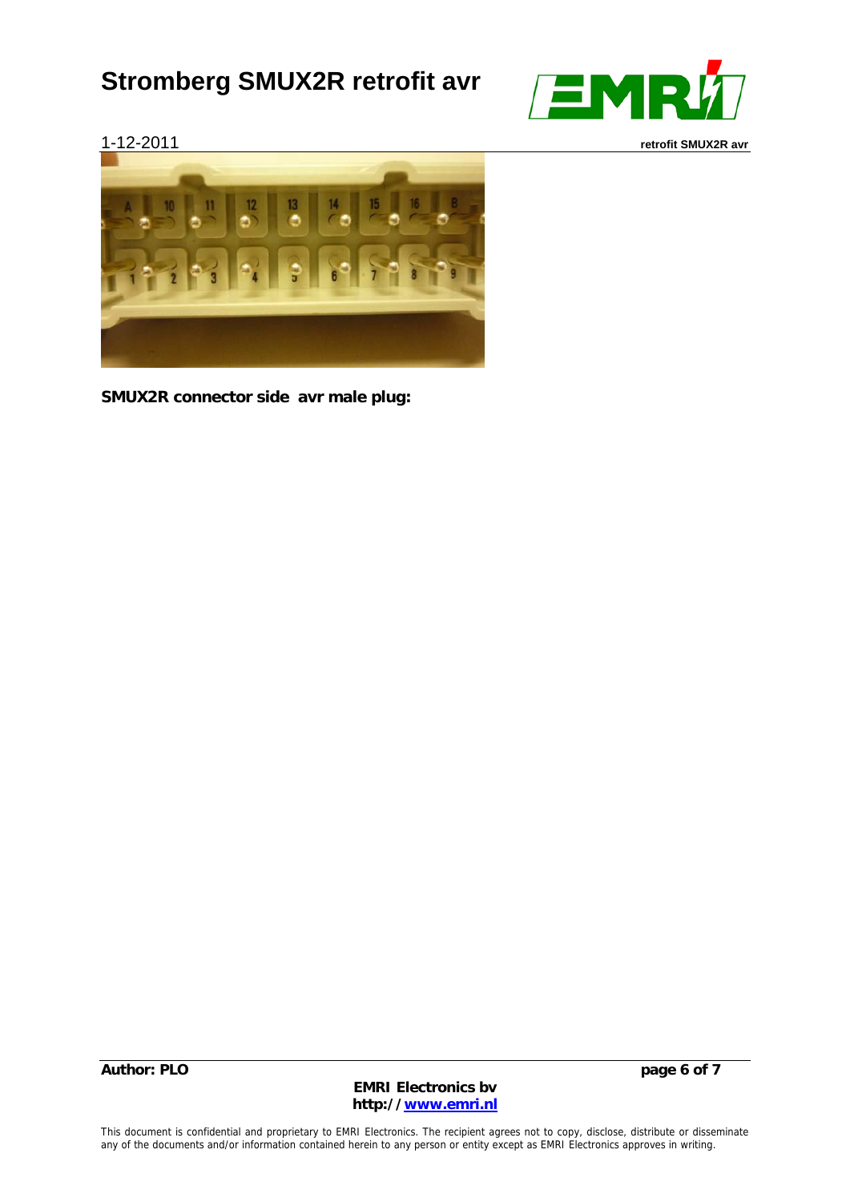**SMUX2R connector side avr male plug:**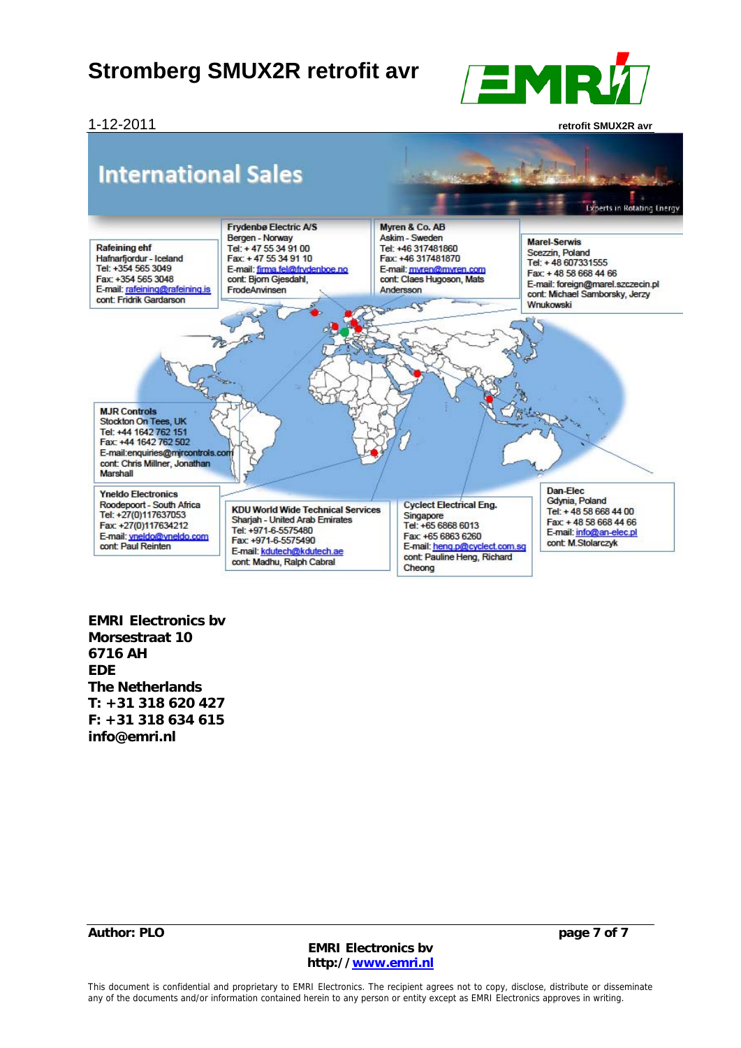# International Sales

Experts in Rotating Energy

**Rafeining ehf**
Hafnarfjordur - Iceland
Tel: +354 565 3049
Fax: +354 565 3048
E-mail: rafeining@rafeining.is
cont: Fridrik Gardarson

**Frydenbø Electric A/S**
Bergen - Norway
Tel: + 47 55 34 91 00
Fax: + 47 55 34 91 10
E-mail: firma.fel@frydenboe.no
cont: Bjorn Gjesdahl, FrodeAnvinsen

**Myren & Co. AB**
Askim - Sweden
Tel: +46 317481860
Fax: +46 317481870
E-mail: myren@myren.com
cont: Claes Hugoson, Mats Andersson

**Marel-Serwis**
Sczezin, Poland
Tel: + 48 607331555
Fax: + 48 58 668 44 66
E-mail: foreign@marel.szczecin.pl
cont: Michael Samborsky, Jerzy Wnukowski

**MJR Controls**
Stockton On Tees, UK
Tel: +44 1642 762 151
Fax: +44 1642 762 502
E-mail:enquiries@mjrcontrols.com
cont: Chris Millner, Jonathan Marshall

**Yneldo Electronics**
Roodepoort - South Africa
Tel: +27(0)117637053
Fax: +27(0)117634212
E-mail: yneldo@yneldo.com
cont: Paul Reinten

**KDU World Wide Technical Services**
Sharjah - United Arab Emirates
Tel: +971-6-5575480
Fax: +971-6-5575490
E-mail: kdutech@kdutech.ae
cont: Madhu, Ralph Cabral

**Cyclect Electrical Eng.**
Singapore
Tel: +65 6868 6013
Fax: +65 6863 6260
E-mail: heng.p@cyclect.com.sg
cont: Pauline Heng, Richard Cheong

**Dan-Elec**
Gdynia, Poland
Tel: + 48 58 668 44 00
Fax: + 48 58 668 44 66
E-mail: info@an-elec.pl
cont: M.Stolarczyk

**EMRI Electronics bv**
**Morsestraat 10**
**6716 AH**
**EDE**
**The Netherlands**
**T: +31 318 620 427**
**F: +31 318 634 615**
**info@emri.nl**

This document is confidential and proprietary to EMRI Electronics. The recipient agrees not to copy, disclose, distribute or disseminate any of the documents and/or information contained herein to any person or entity except as EMRI Electronics approves in writing.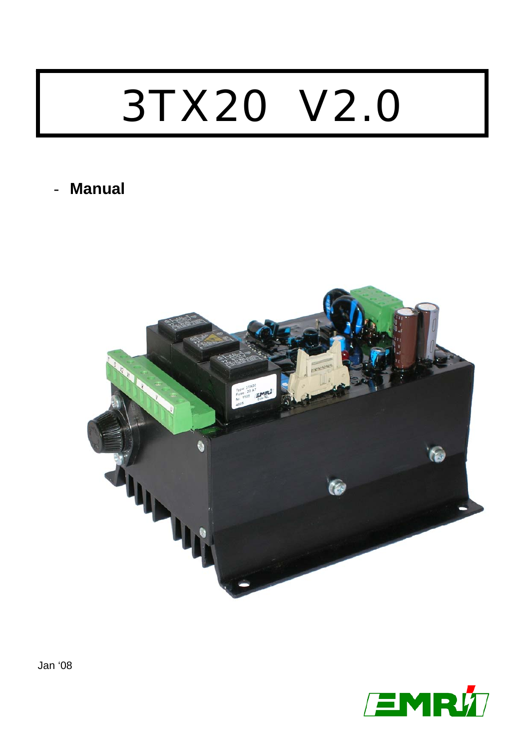# 3TX20 V2.0

- **Manual**

Jan '08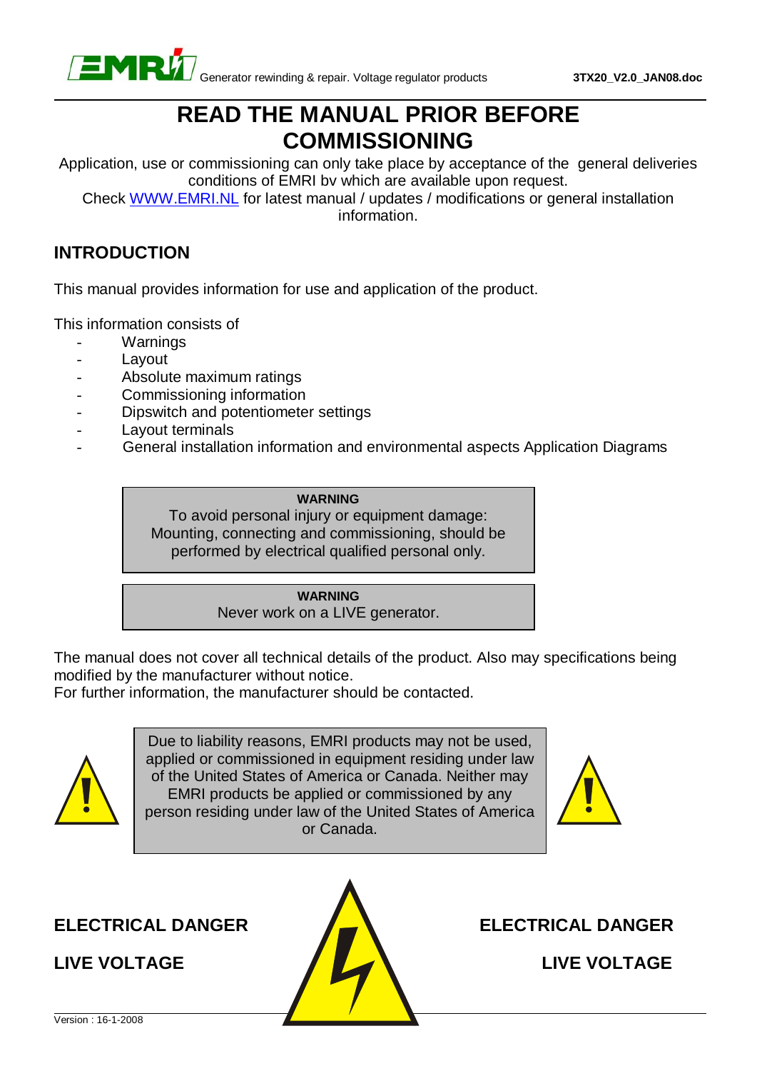# READ THE MANUAL PRIOR BEFORE COMMISSIONING

Application, use or commissioning can only take place by acceptance of the general deliveries conditions of EMRI bv which are available upon request.
Check [WWW.EMRI.NL](http://WWW.EMRI.NL) for latest manual / updates / modifications or general installation information.

## INTRODUCTION

This manual provides information for use and application of the product.

This information consists of

- Warnings
- Layout
- Absolute maximum ratings
- Commissioning information
- Dipswitch and potentiometer settings
- Layout terminals
- General installation information and environmental aspects Application Diagrams

**WARNING**
To avoid personal injury or equipment damage: Mounting, connecting and commissioning, should be performed by electrical qualified personal only.

**WARNING**
Never work on a LIVE generator.

The manual does not cover all technical details of the product. Also may specifications being modified by the manufacturer without notice.
For further information, the manufacturer should be contacted.

Due to liability reasons, EMRI products may not be used, applied or commissioned in equipment residing under law of the United States of America or Canada. Neither may EMRI products be applied or commissioned by any person residing under law of the United States of America or Canada.

**ELECTRICAL DANGER**

**LIVE VOLTAGE**

**ELECTRICAL DANGER**

**LIVE VOLTAGE**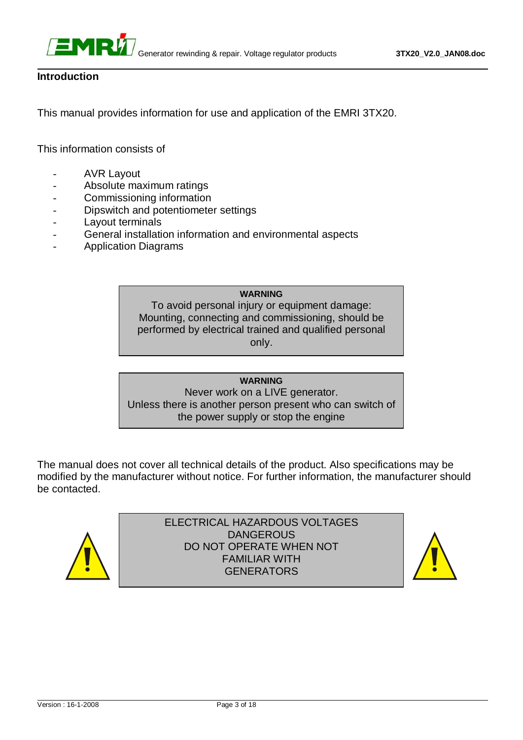## Introduction

This manual provides information for use and application of the EMRI 3TX20.

This information consists of

- AVR Layout
- Absolute maximum ratings
- Commissioning information
- Dipswitch and potentiometer settings
- Layout terminals
- General installation information and environmental aspects
- Application Diagrams

> **WARNING**
> To avoid personal injury or equipment damage:
> Mounting, connecting and commissioning, should be performed by electrical trained and qualified personal only.

> **WARNING**
> Never work on a LIVE generator.
> Unless there is another person present who can switch of the power supply or stop the engine

The manual does not cover all technical details of the product. Also specifications may be modified by the manufacturer without notice. For further information, the manufacturer should be contacted.

> ELECTRICAL HAZARDOUS VOLTAGES
> DANGEROUS
> DO NOT OPERATE WHEN NOT
> FAMILIAR WITH
> GENERATORS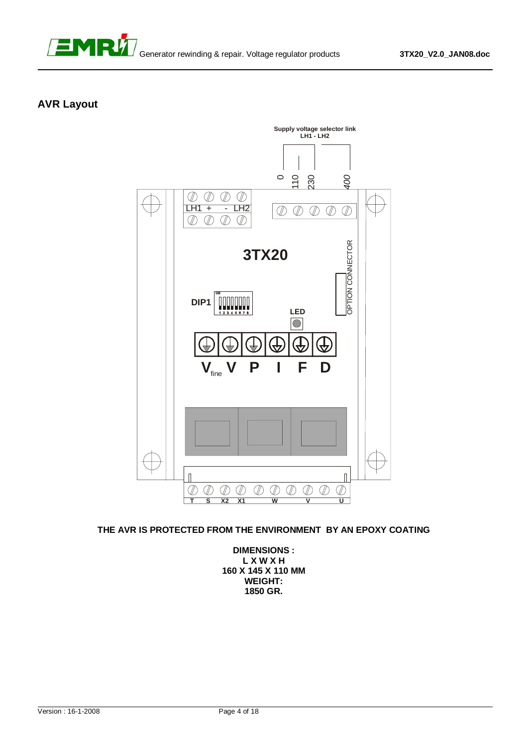## AVR Layout

Supply voltage selector link
LH1 - LH2

0 110 230 400

LH1 + - LH2

3TX20

OPTION CONNECTOR

DIP1

LED

$V_{fine}$ V P I F D

T S X2 X1 W V U

**THE AVR IS PROTECTED FROM THE ENVIRONMENT BY AN EPOXY COATING**

**DIMENSIONS :**
**L X W X H**
**160 X 145 X 110 MM**
**WEIGHT:**
**1850 GR.**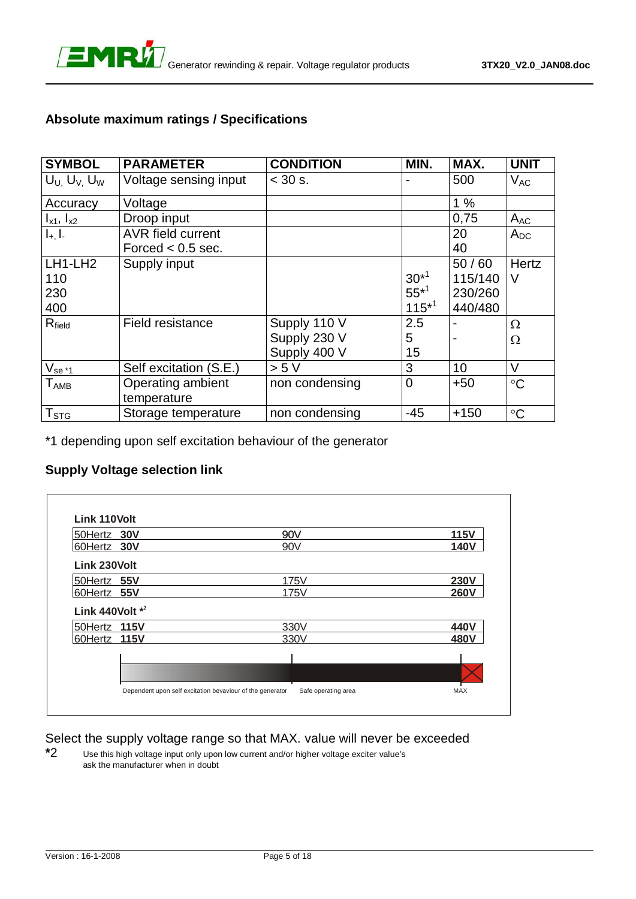## Absolute maximum ratings / Specifications

| SYMBOL | PARAMETER | CONDITION | MIN. | MAX. | UNIT |
|---|---|---|---|---|---|
| $U_U$, $U_V$, $U_W$ | Voltage sensing input | < 30 s. | - | 500 | $V_{AC}$ |
| Accuracy | Voltage | | | 1 % | |
| $I_{x1}$, $I_{x2}$ | Droop input | | | 0,75 | $A_{AC}$ |
| $I_+$, $I_-$ | AVR field current<br>Forced < 0.5 sec. | | | 20<br>40 | $A_{DC}$ |
| LH1-LH2<br>110<br>230<br>400 | Supply input | | <br>30*1<br>55*1<br>115*1 | 50 / 60<br>115/140<br>230/260<br>440/480 | Hertz<br>V |
| $R_{field}$ | Field resistance | Supply 110 V<br>Supply 230 V<br>Supply 400 V | 2.5<br>5<br>15 | -<br>- | Ω<br>Ω |
| $V_{se}$ *1 | Self excitation (S.E.) | > 5 V | 3 | 10 | V |
| $T_{AMB}$ | Operating ambient temperature | non condensing | 0 | +50 | °C |
| $T_{STG}$ | Storage temperature | non condensing | -45 | +150 | °C |

*1 depending upon self excitation behaviour of the generator

## Supply Voltage selection link

**Link 110Volt**

| | Min | | Max |
|---|---|---|---|
| 50Hertz | **30V** | 90V | **115V** |
| 60Hertz | **30V** | 90V | **140V** |

**Link 230Volt**

| | Min | | Max |
|---|---|---|---|
| 50Hertz | **55V** | 175V | **230V** |
| 60Hertz | **55V** | 175V | **260V** |

**Link 440Volt** *2

| | Min | | Max |
|---|---|---|---|
| 50Hertz | **115V** | 330V | **440V** |
| 60Hertz | **115V** | 330V | **480V** |

Dependent upon self excitation bevaviour of the generator | Safe operating area | MAX

Select the supply voltage range so that MAX. value will never be exceeded

**\***2 Use this high voltage input only upon low current and/or higher voltage exciter value's ask the manufacturer when in doubt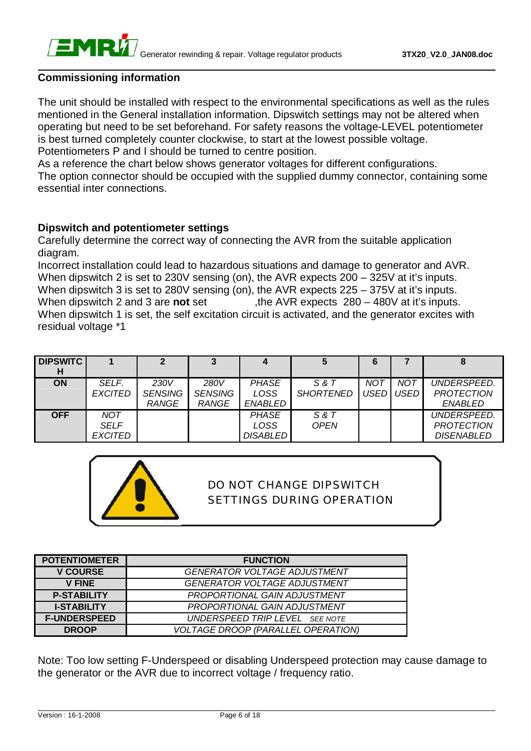## Commissioning information

The unit should be installed with respect to the environmental specifications as well as the rules mentioned in the General installation information. Dipswitch settings may not be altered when operating but need to be set beforehand. For safety reasons the voltage-LEVEL potentiometer is best turned completely counter clockwise, to start at the lowest possible voltage. Potentiometers P and I should be turned to centre position.
As a reference the chart below shows generator voltages for different configurations.
The option connector should be occupied with the supplied dummy connector, containing some essential inter connections.

### Dipswitch and potentiometer settings

Carefully determine the correct way of connecting the AVR from the suitable application diagram.
Incorrect installation could lead to hazardous situations and damage to generator and AVR.
When dipswitch 2 is set to 230V sensing (on), the AVR expects 200 – 325V at it's inputs.
When dipswitch 3 is set to 280V sensing (on), the AVR expects 225 – 375V at it's inputs.
When dipswitch 2 and 3 are **not** set ,the AVR expects 280 – 480V at it's inputs.
When dipswitch 1 is set, the self excitation circuit is activated, and the generator excites with residual voltage *1

| DIPSWITCH | 1 | 2 | 3 | 4 | 5 | 6 | 7 | 8 |
|---|---|---|---|---|---|---|---|---|
| **ON** | *SELF. EXCITED* | *230V SENSING RANGE* | *280V SENSING RANGE* | *PHASE LOSS ENABLED* | *S & T SHORTENED* | *NOT USED* | *NOT USED* | *UNDERSPEED. PROTECTION ENABLED* |
| **OFF** | *NOT SELF EXCITED* | | | *PHASE LOSS DISABLED* | *S & T OPEN* | | | *UNDERSPEED. PROTECTION DISENABLED* |

DO NOT CHANGE DIPSWITCH SETTINGS DURING OPERATION

| POTENTIOMETER | FUNCTION |
|---|---|
| **V COURSE** | *GENERATOR VOLTAGE ADJUSTMENT* |
| **V FINE** | *GENERATOR VOLTAGE ADJUSTMENT* |
| **P-STABILITY** | *PROPORTIONAL GAIN ADJUSTMENT* |
| **I-STABILITY** | *PROPORTIONAL GAIN ADJUSTMENT* |
| **F-UNDERSPEED** | *UNDERSPEED TRIP LEVEL* SEE NOTE |
| **DROOP** | *VOLTAGE DROOP (PARALLEL OPERATION)* |

Note: Too low setting F-Underspeed or disabling Underspeed protection may cause damage to the generator or the AVR due to incorrect voltage / frequency ratio.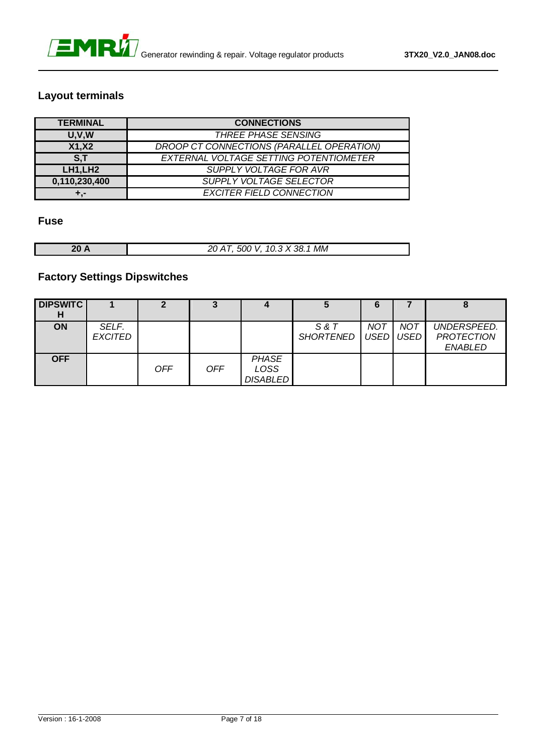## Layout terminals

| TERMINAL | CONNECTIONS |
|---|---|
| **U,V,W** | *THREE PHASE SENSING* |
| **X1,X2** | *DROOP CT CONNECTIONS (PARALLEL OPERATION)* |
| **S,T** | *EXTERNAL VOLTAGE SETTING POTENTIOMETER* |
| **LH1,LH2** | *SUPPLY VOLTAGE FOR AVR* |
| **0,110,230,400** | *SUPPLY VOLTAGE SELECTOR* |
| **+,-** | *EXCITER FIELD CONNECTION* |

## Fuse

| **20 A** | *20 AT, 500 V, 10.3 X 38.1 MM* |
|---|---|

## Factory Settings Dipswitches

| DIPSWITCH | 1 | 2 | 3 | 4 | 5 | 6 | 7 | 8 |
|---|---|---|---|---|---|---|---|---|
| **ON** | *SELF. EXCITED* | | | | *S & T SHORTENED* | *NOT USED* | *NOT USED* | *UNDERSPEED. PROTECTION ENABLED* |
| **OFF** | | *OFF* | *OFF* | *PHASE LOSS DISABLED* | | | | |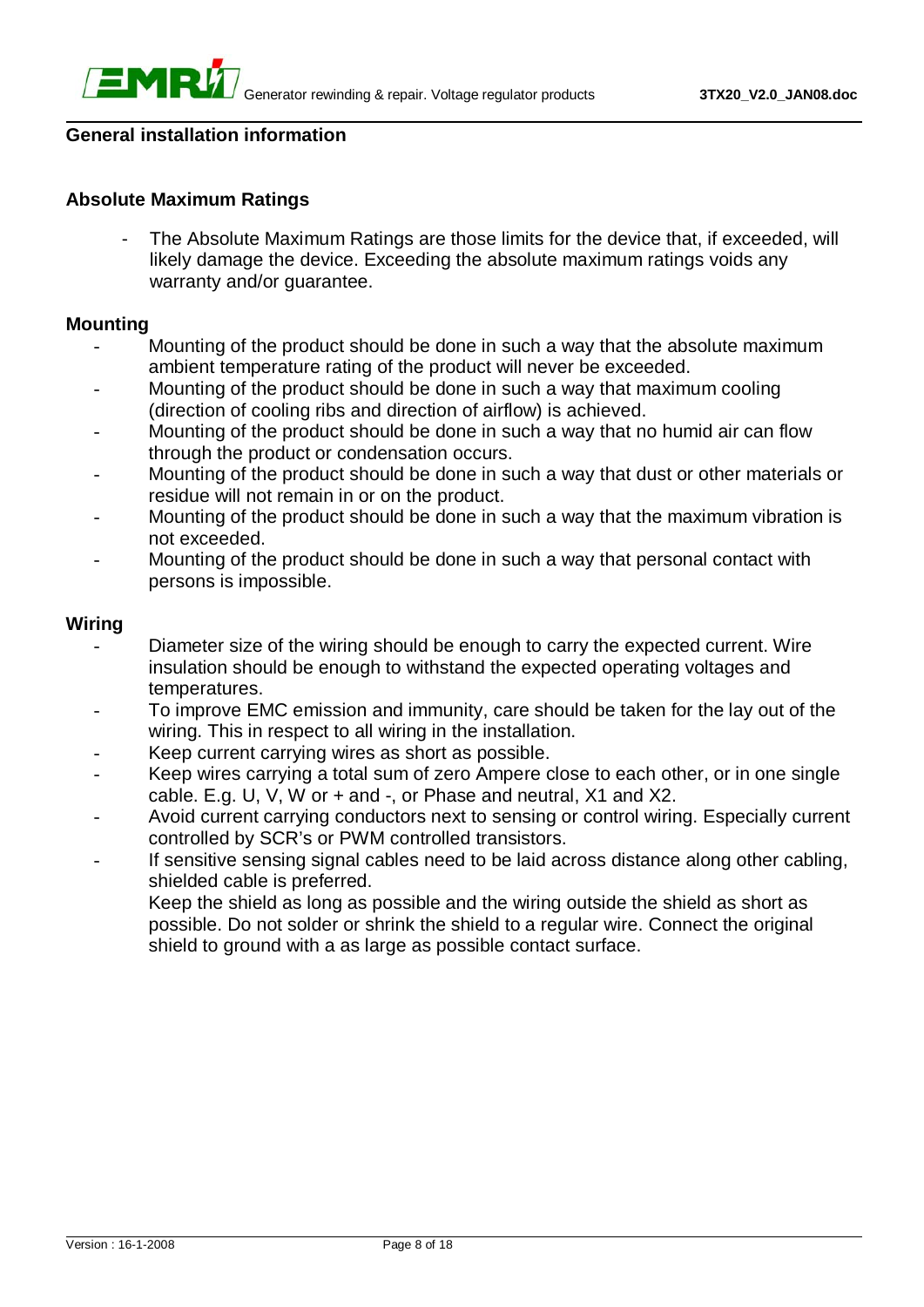## General installation information

### Absolute Maximum Ratings

- The Absolute Maximum Ratings are those limits for the device that, if exceeded, will likely damage the device. Exceeding the absolute maximum ratings voids any warranty and/or guarantee.

### Mounting

- Mounting of the product should be done in such a way that the absolute maximum ambient temperature rating of the product will never be exceeded.
- Mounting of the product should be done in such a way that maximum cooling (direction of cooling ribs and direction of airflow) is achieved.
- Mounting of the product should be done in such a way that no humid air can flow through the product or condensation occurs.
- Mounting of the product should be done in such a way that dust or other materials or residue will not remain in or on the product.
- Mounting of the product should be done in such a way that the maximum vibration is not exceeded.
- Mounting of the product should be done in such a way that personal contact with persons is impossible.

### Wiring

- Diameter size of the wiring should be enough to carry the expected current. Wire insulation should be enough to withstand the expected operating voltages and temperatures.
- To improve EMC emission and immunity, care should be taken for the lay out of the wiring. This in respect to all wiring in the installation.
- Keep current carrying wires as short as possible.
- Keep wires carrying a total sum of zero Ampere close to each other, or in one single cable. E.g. U, V, W or + and -, or Phase and neutral, X1 and X2.
- Avoid current carrying conductors next to sensing or control wiring. Especially current controlled by SCR's or PWM controlled transistors.
- If sensitive sensing signal cables need to be laid across distance along other cabling, shielded cable is preferred.
  Keep the shield as long as possible and the wiring outside the shield as short as possible. Do not solder or shrink the shield to a regular wire. Connect the original shield to ground with a as large as possible contact surface.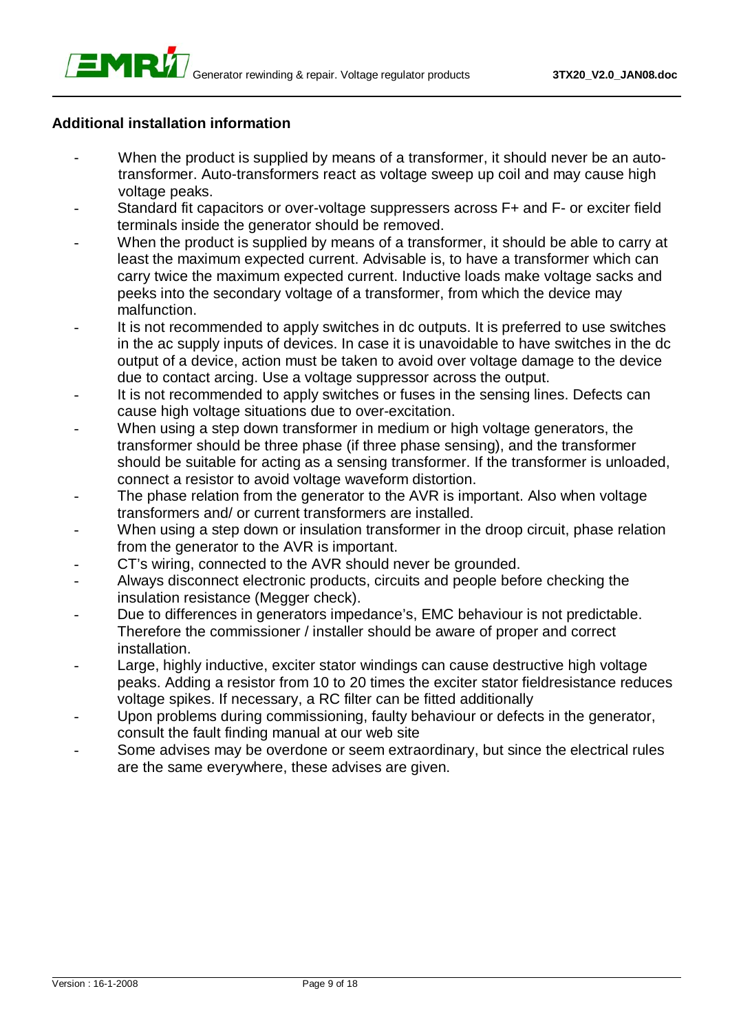### Additional installation information

- When the product is supplied by means of a transformer, it should never be an auto-transformer. Auto-transformers react as voltage sweep up coil and may cause high voltage peaks.
- Standard fit capacitors or over-voltage suppressers across F+ and F- or exciter field terminals inside the generator should be removed.
- When the product is supplied by means of a transformer, it should be able to carry at least the maximum expected current. Advisable is, to have a transformer which can carry twice the maximum expected current. Inductive loads make voltage sacks and peeks into the secondary voltage of a transformer, from which the device may malfunction.
- It is not recommended to apply switches in dc outputs. It is preferred to use switches in the ac supply inputs of devices. In case it is unavoidable to have switches in the dc output of a device, action must be taken to avoid over voltage damage to the device due to contact arcing. Use a voltage suppressor across the output.
- It is not recommended to apply switches or fuses in the sensing lines. Defects can cause high voltage situations due to over-excitation.
- When using a step down transformer in medium or high voltage generators, the transformer should be three phase (if three phase sensing), and the transformer should be suitable for acting as a sensing transformer. If the transformer is unloaded, connect a resistor to avoid voltage waveform distortion.
- The phase relation from the generator to the AVR is important. Also when voltage transformers and/ or current transformers are installed.
- When using a step down or insulation transformer in the droop circuit, phase relation from the generator to the AVR is important.
- CT's wiring, connected to the AVR should never be grounded.
- Always disconnect electronic products, circuits and people before checking the insulation resistance (Megger check).
- Due to differences in generators impedance's, EMC behaviour is not predictable. Therefore the commissioner / installer should be aware of proper and correct installation.
- Large, highly inductive, exciter stator windings can cause destructive high voltage peaks. Adding a resistor from 10 to 20 times the exciter stator fieldresistance reduces voltage spikes. If necessary, a RC filter can be fitted additionally
- Upon problems during commissioning, faulty behaviour or defects in the generator, consult the fault finding manual at our web site
- Some advises may be overdone or seem extraordinary, but since the electrical rules are the same everywhere, these advises are given.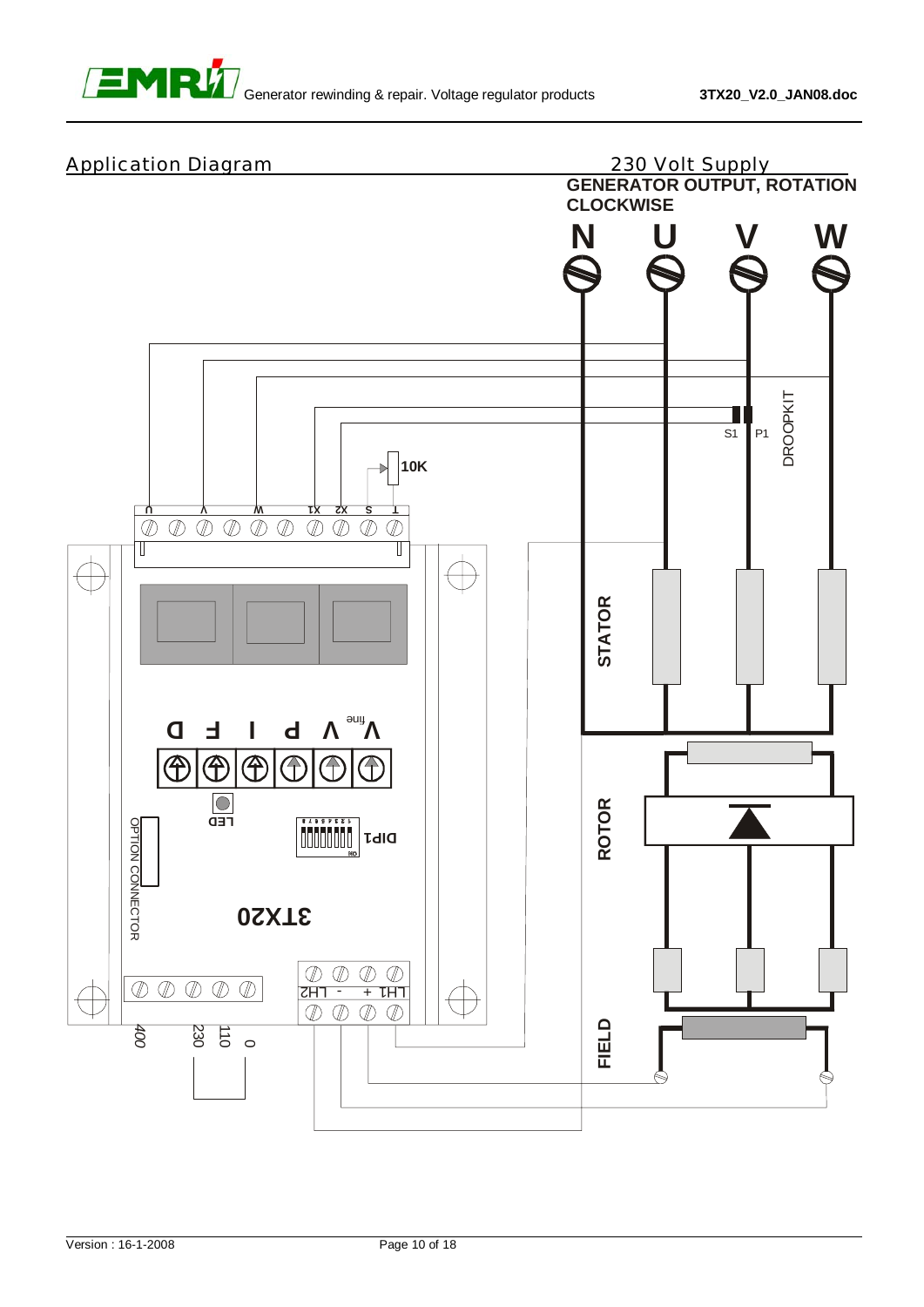## Application Diagram

230 Volt Supply

**GENERATOR OUTPUT, ROTATION CLOCKWISE**

**N U V W**

S1 P1 DROOPKIT

**10K**

U V W X1 X2 S T

STATOR

ROTOR

FIELD

D F I P V Vfine

LED

DIP1

OPTION CONNECTOR

3TX20

LH2 - + LH1

400 230 110 0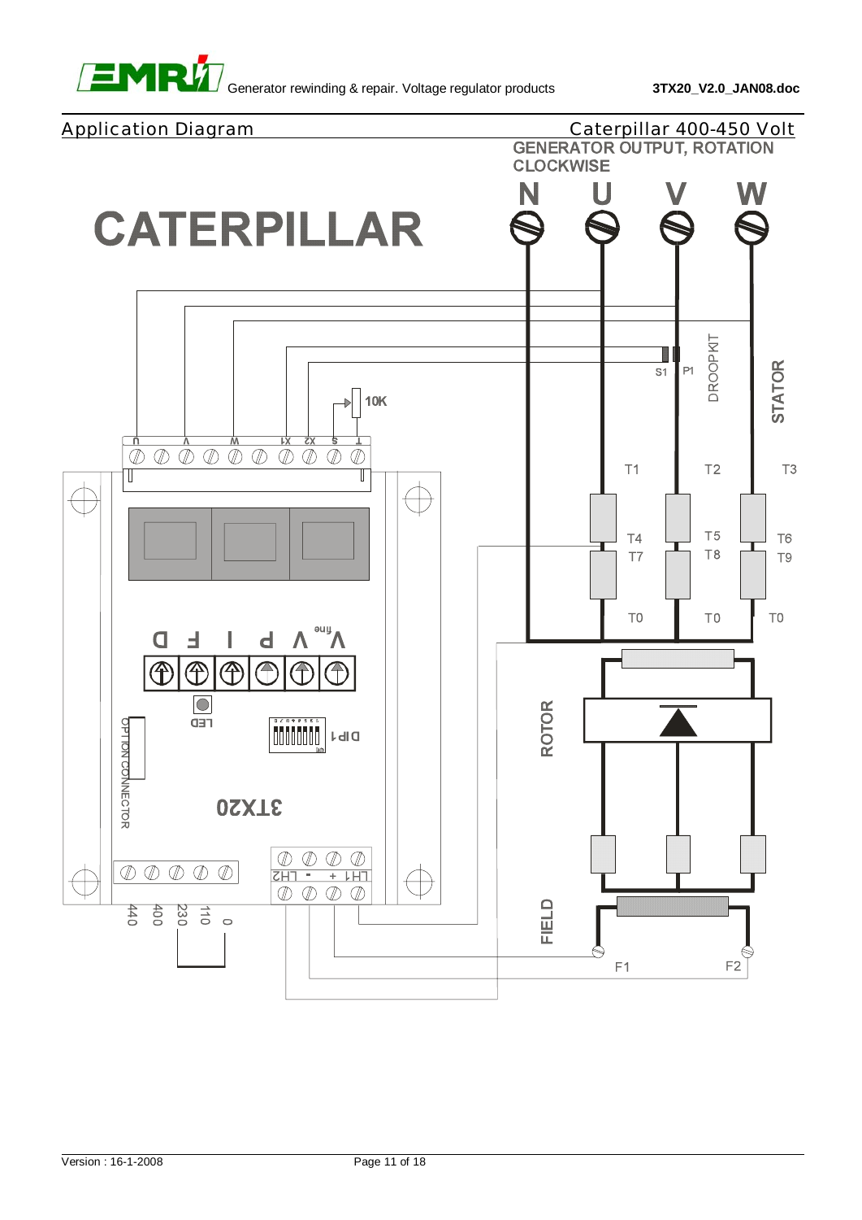## Application Diagram

## Caterpillar 400-450 Volt

GENERATOR OUTPUT, ROTATION CLOCKWISE

CATERPILLAR

N U V W

DROOPKIT

S1 P1

STATOR

10K

U V W X1 X2 S T

T1 T2 T3

T4 T5 T6

T7 T8 T9

T0 T0 T0

D F I P V V fine

LED

DIP1

OPTION CONNECTOR

3TX20

LH2 - + LH1

440 400 230 110 0

ROTOR

FIELD

F1 F2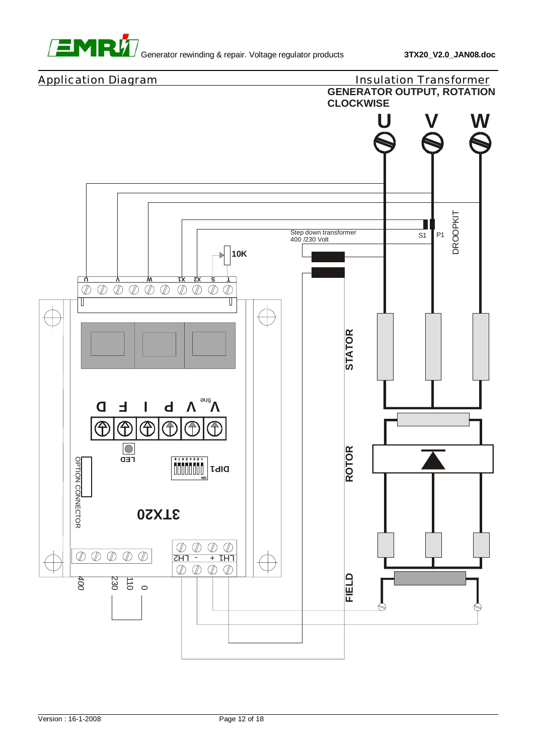## Application Diagram

## Insulation Transformer

**GENERATOR OUTPUT, ROTATION CLOCKWISE**

U V W

DROOPKIT

S1 P1

Step down transformer 400 /230 Volt

10K

U V W X1 X2 S T

STATOR

ROTOR

FIELD

D F I P V V fine

LED

DIP1

OPTION CONNECTOR

3TX20

LH2 - + LH1

400 230 110 0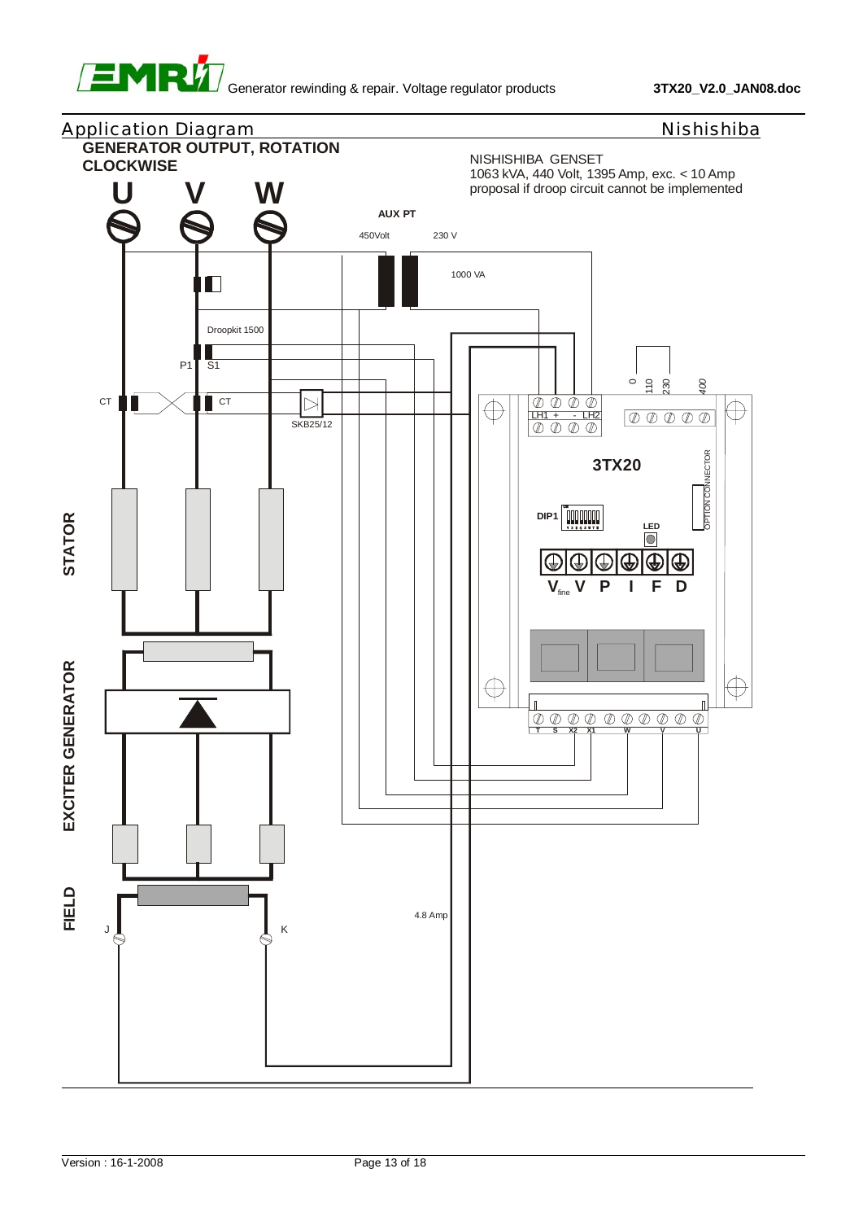## Application Diagram — Nishishiba

**GENERATOR OUTPUT, ROTATION CLOCKWISE**

NISHISHIBA GENSET
1063 kVA, 440 Volt, 1395 Amp, exc. < 10 Amp
proposal if droop circuit cannot be implemented

U V W

AUX PT

450Volt 230 V

1000 VA

Droopkit 1500

P1 S1

CT CT

SKB25/12

0 110 230 400

LH1 + - LH2

3TX20

DIP1

LED

OPTION CONNECTOR

$V_{fine}$ V P I F D

T S X2 X1 W V U

STATOR

EXCITER GENERATOR

FIELD

J K

4.8 Amp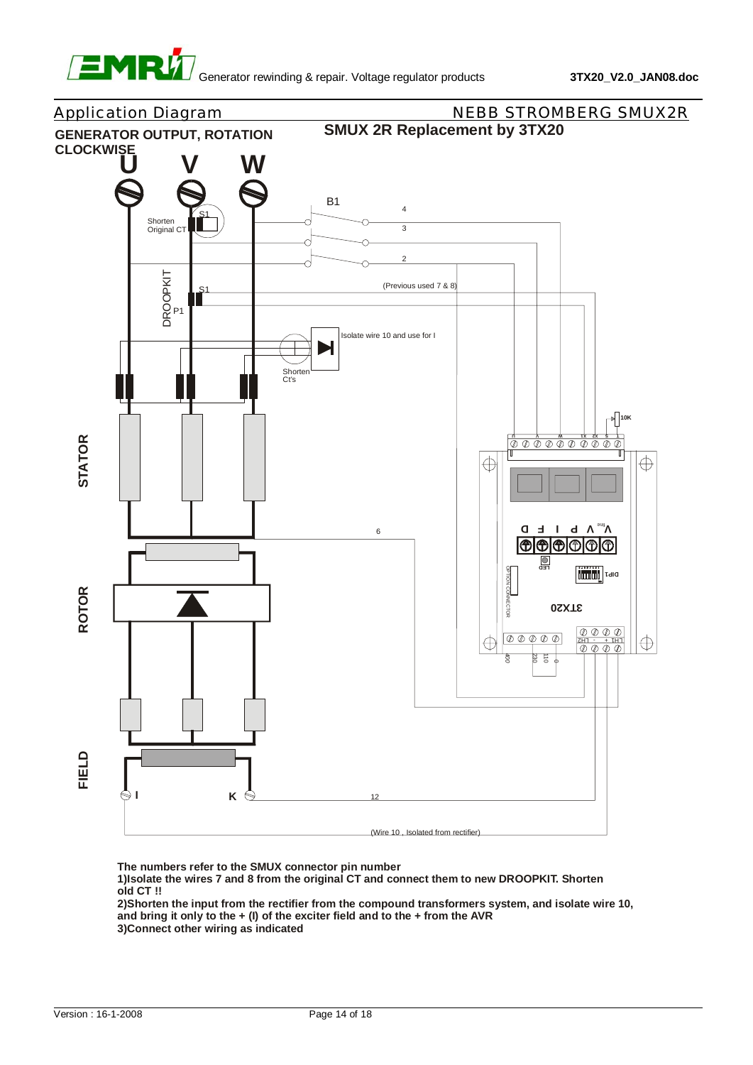## Application Diagram

## NEBB STROMBERG SMUX2R

**GENERATOR OUTPUT, ROTATION CLOCKWISE**

**SMUX 2R Replacement by 3TX20**

U V W

B1

Shorten Original CT

S1

4

3

2

DROOPKIT

S1

P1

(Previous used 7 & 8)

Isolate wire 10 and use for I

Shorten Ct's

10K

STATOR

6

ROTOR

3TX20

FIELD

I

K

12

(Wire 10 , Isolated from rectifier)

**The numbers refer to the SMUX connector pin number**

**1)Isolate the wires 7 and 8 from the original CT and connect them to new DROOPKIT. Shorten old CT !!**

**2)Shorten the input from the rectifier from the compound transformers system, and isolate wire 10, and bring it only to the + (I) of the exciter field and to the + from the AVR**

**3)Connect other wiring as indicated**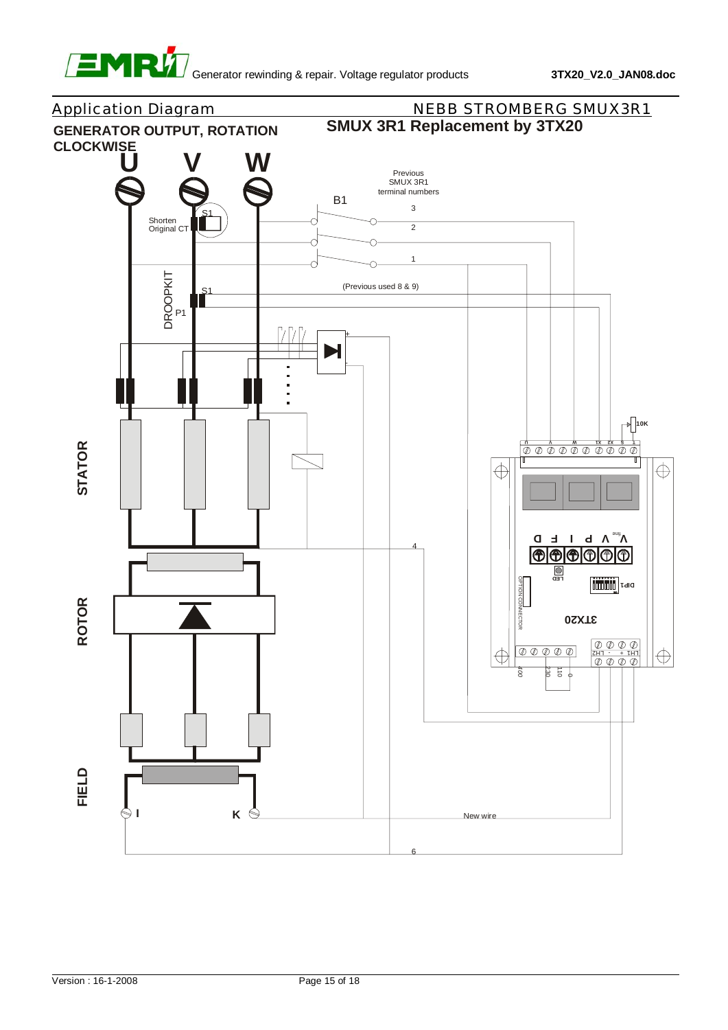## Application Diagram

## NEBB STROMBERG SMUX3R1

### GENERATOR OUTPUT, ROTATION CLOCKWISE

### SMUX 3R1 Replacement by 3TX20

U V W

Previous SMUX 3R1 terminal numbers

B1

3

2

1

S1

Shorten Original CT

DROOPKIT

S1

P1

(Previous used 8 & 9)

10K

STATOR

ROTOR

FIELD

4

I

K

New wire

6

3TX20

OPTION CONNECTOR

LED

DIP1

400 230 110 0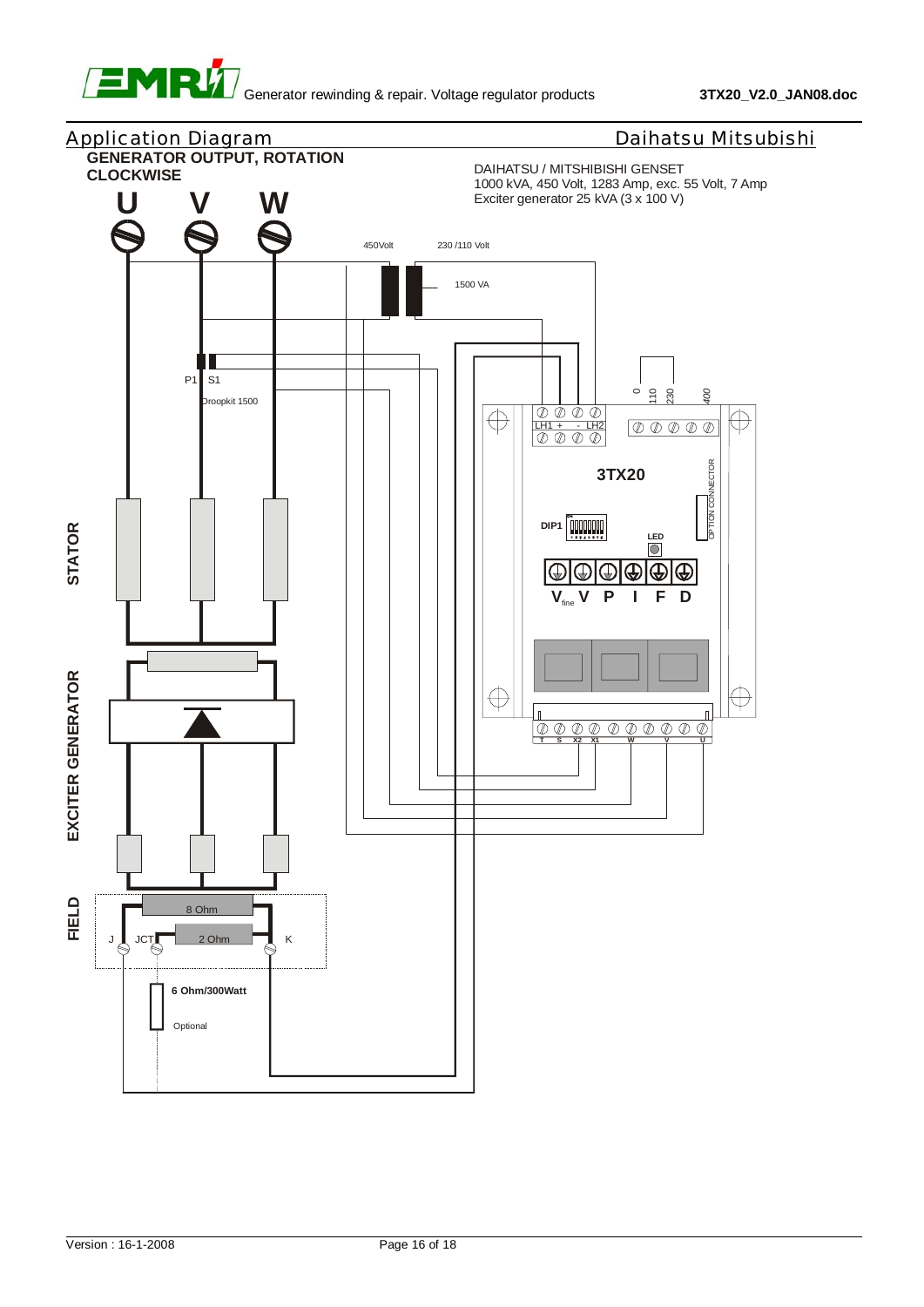## Application Diagram

## Daihatsu Mitsubishi

**GENERATOR OUTPUT, ROTATION CLOCKWISE**

DAIHATSU / MITSHIBISHI GENSET
1000 kVA, 450 Volt, 1283 Amp, exc. 55 Volt, 7 Amp
Exciter generator 25 kVA (3 x 100 V)

U V W

450Volt 230 /110 Volt

1500 VA

P1 S1

Droopkit 1500

0 110 230 400

LH1 + - LH2

3TX20

OPTION CONNECTOR

DIP1

LED

$V_{fine}$ V P I F D

T S X2 X1 W V U

STATOR

EXCITER GENERATOR

FIELD

8 Ohm

J JCT 2 Ohm K

6 Ohm/300Watt

Optional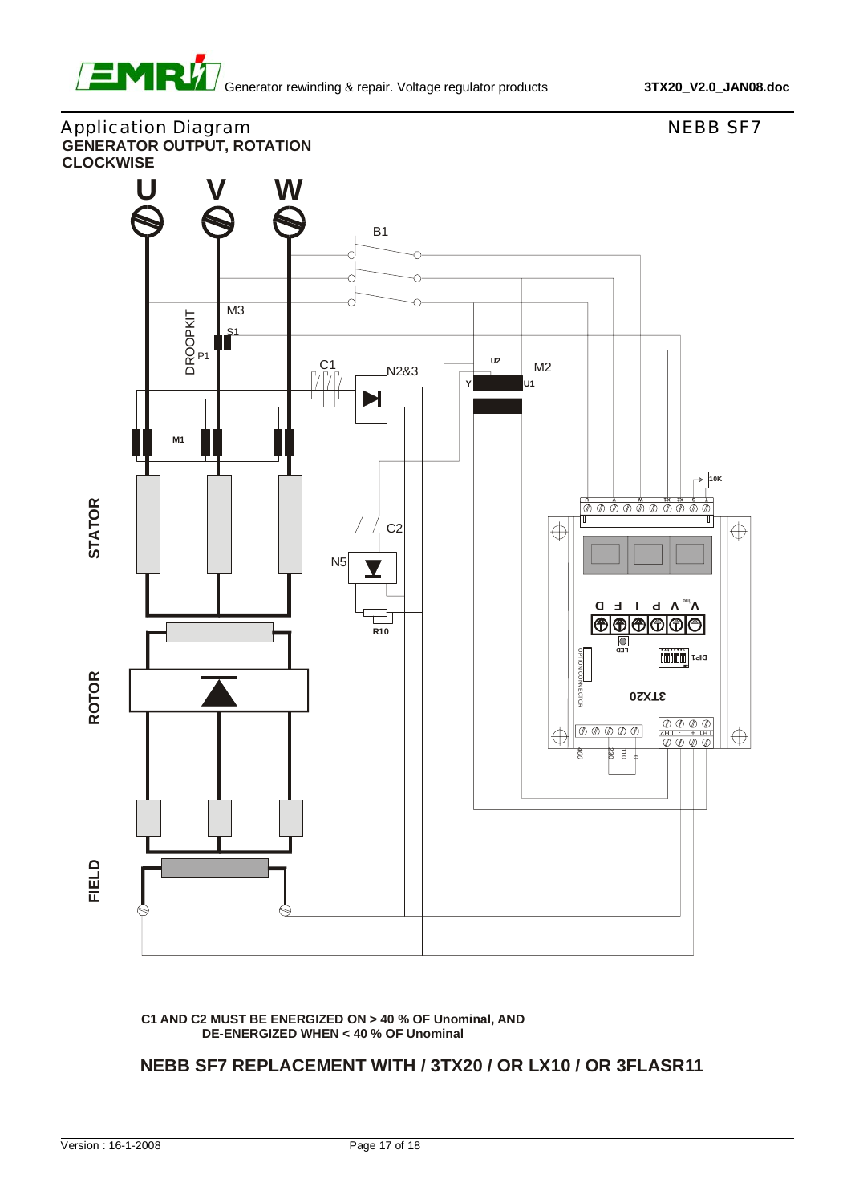## Application Diagram

NEBB SF7

**GENERATOR OUTPUT, ROTATION CLOCKWISE**

U V W

B1

M3

DROOPKIT

S1

P1

C1

N2&3

U2

M2

Y

U1

M1

10K

STATOR

C2

N5

R10

3TX20

ROTOR

FIELD

**C1 AND C2 MUST BE ENERGIZED ON > 40 % OF Unominal, AND DE-ENERGIZED WHEN < 40 % OF Unominal**

**NEBB SF7 REPLACEMENT WITH / 3TX20 / OR LX10 / OR 3FLASR11**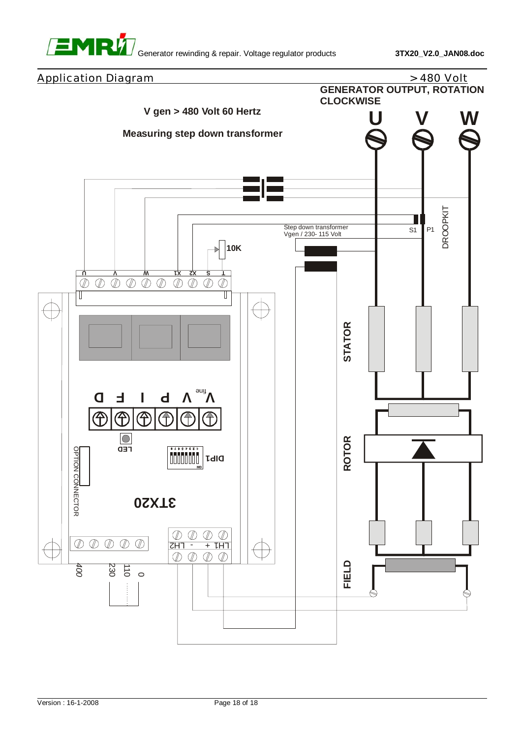## Application Diagram

> 480 Volt

**GENERATOR OUTPUT, ROTATION CLOCKWISE**

**V gen > 480 Volt 60 Hertz**

**Measuring step down transformer**

**U** **V** **W**

Step down transformer
Vgen / 230- 115 Volt

S1 P1

DROOPKIT

**10K**

U V W X1 X2 S T

**STATOR**

**ROTOR**

**FIELD**

D F I P V V fine

LED

DIP1

OPTION CONNECTOR

**3TX20**

LH2 - + LH1

400 230 110 0